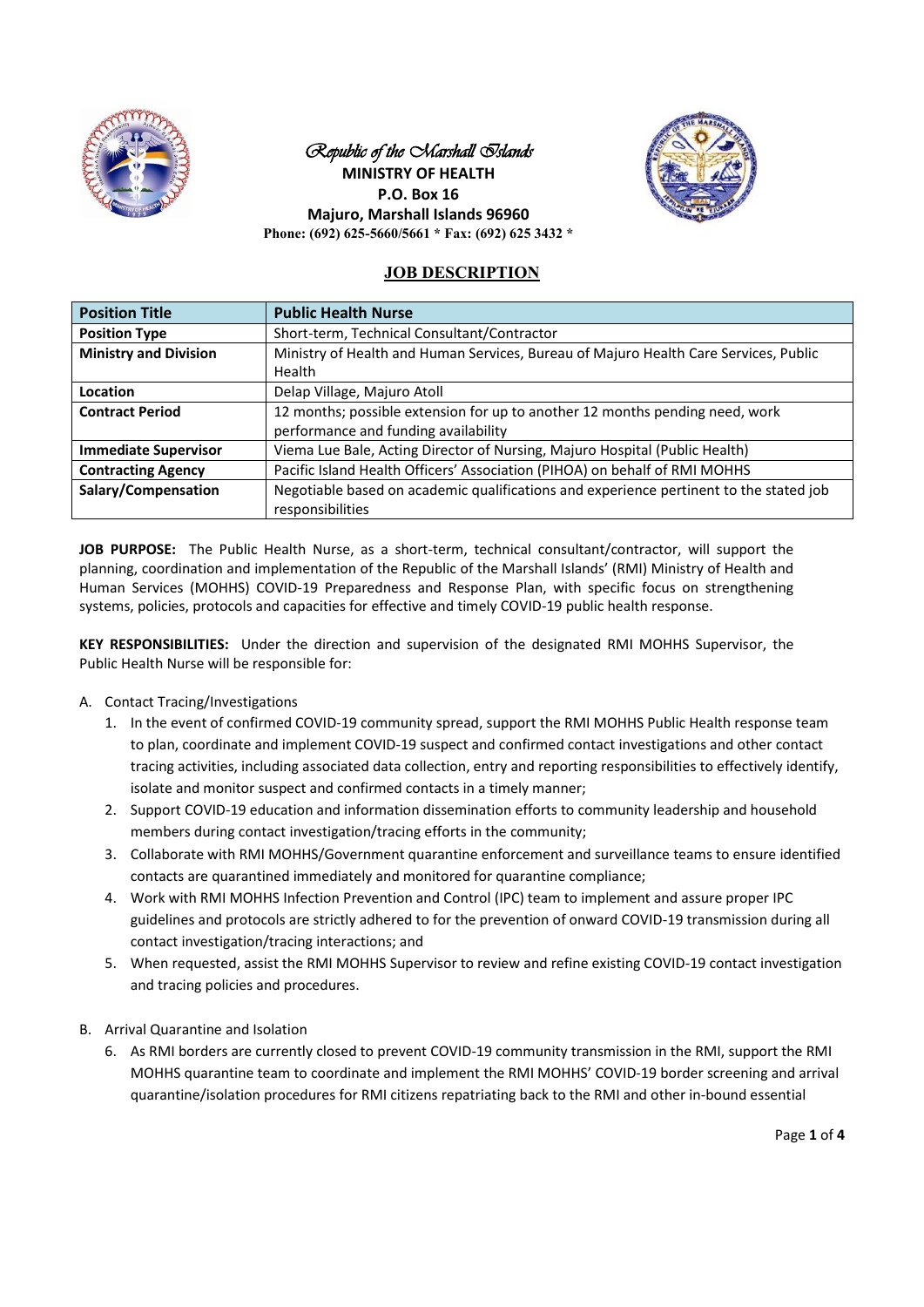*Republic of the Marshall Islands*

**MINISTRY OF HEALTH**
**P.O. Box 16**
**Majuro, Marshall Islands 96960**
**Phone: (692) 625-5660/5661 * Fax: (692) 625 3432 ***

## JOB DESCRIPTION

| **Position Title** | **Public Health Nurse** |
|---|---|
| **Position Type** | Short-term, Technical Consultant/Contractor |
| **Ministry and Division** | Ministry of Health and Human Services, Bureau of Majuro Health Care Services, Public Health |
| **Location** | Delap Village, Majuro Atoll |
| **Contract Period** | 12 months; possible extension for up to another 12 months pending need, work performance and funding availability |
| **Immediate Supervisor** | Viema Lue Bale, Acting Director of Nursing, Majuro Hospital (Public Health) |
| **Contracting Agency** | Pacific Island Health Officers' Association (PIHOA) on behalf of RMI MOHHS |
| **Salary/Compensation** | Negotiable based on academic qualifications and experience pertinent to the stated job responsibilities |

**JOB PURPOSE:** The Public Health Nurse, as a short-term, technical consultant/contractor, will support the planning, coordination and implementation of the Republic of the Marshall Islands' (RMI) Ministry of Health and Human Services (MOHHS) COVID-19 Preparedness and Response Plan, with specific focus on strengthening systems, policies, protocols and capacities for effective and timely COVID-19 public health response.

**KEY RESPONSIBILITIES:** Under the direction and supervision of the designated RMI MOHHS Supervisor, the Public Health Nurse will be responsible for:

A. Contact Tracing/Investigations

1. In the event of confirmed COVID-19 community spread, support the RMI MOHHS Public Health response team to plan, coordinate and implement COVID-19 suspect and confirmed contact investigations and other contact tracing activities, including associated data collection, entry and reporting responsibilities to effectively identify, isolate and monitor suspect and confirmed contacts in a timely manner;
2. Support COVID-19 education and information dissemination efforts to community leadership and household members during contact investigation/tracing efforts in the community;
3. Collaborate with RMI MOHHS/Government quarantine enforcement and surveillance teams to ensure identified contacts are quarantined immediately and monitored for quarantine compliance;
4. Work with RMI MOHHS Infection Prevention and Control (IPC) team to implement and assure proper IPC guidelines and protocols are strictly adhered to for the prevention of onward COVID-19 transmission during all contact investigation/tracing interactions; and
5. When requested, assist the RMI MOHHS Supervisor to review and refine existing COVID-19 contact investigation and tracing policies and procedures.

B. Arrival Quarantine and Isolation

6. As RMI borders are currently closed to prevent COVID-19 community transmission in the RMI, support the RMI MOHHS quarantine team to coordinate and implement the RMI MOHHS' COVID-19 border screening and arrival quarantine/isolation procedures for RMI citizens repatriating back to the RMI and other in-bound essential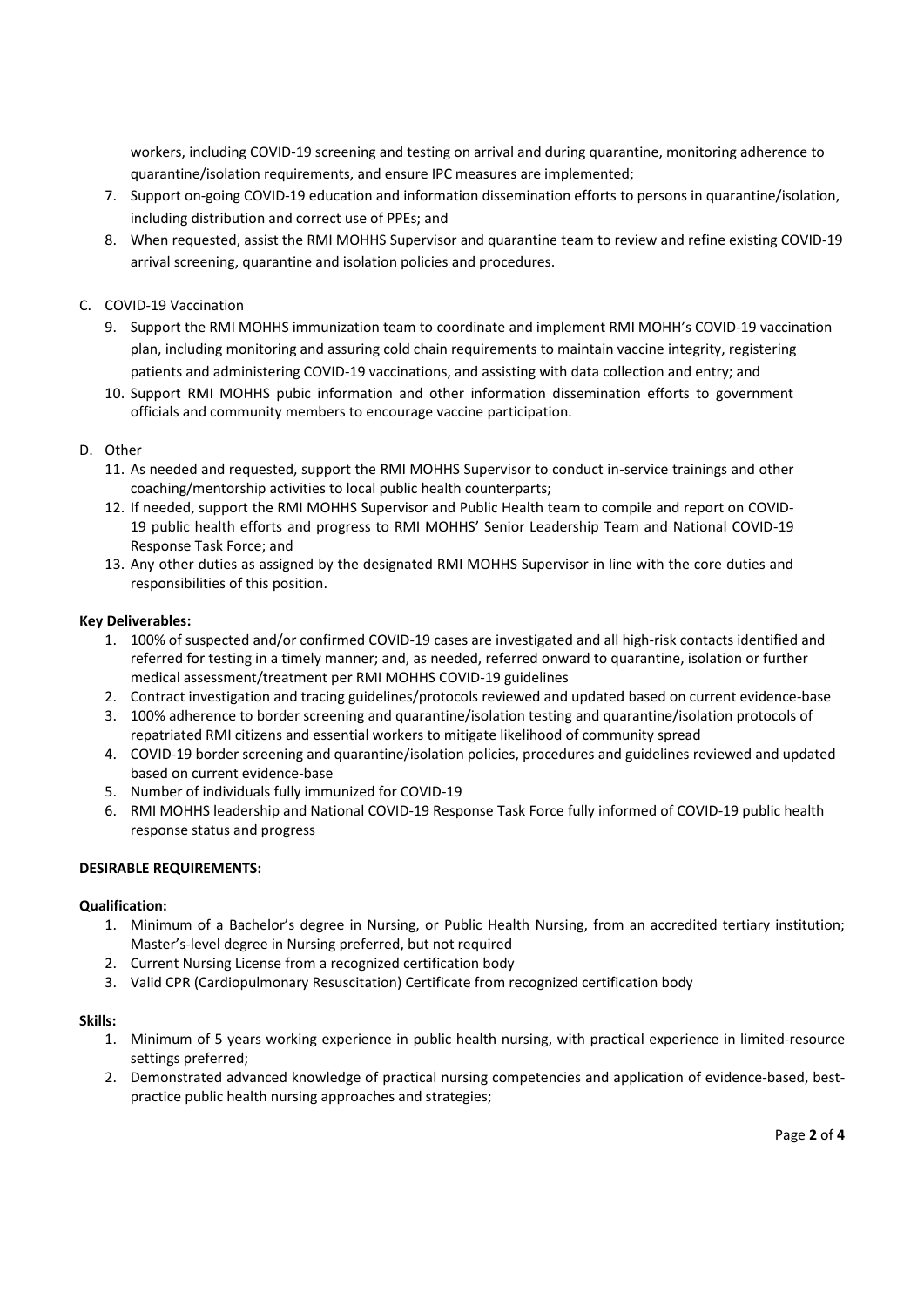workers, including COVID-19 screening and testing on arrival and during quarantine, monitoring adherence to quarantine/isolation requirements, and ensure IPC measures are implemented;

7. Support on-going COVID-19 education and information dissemination efforts to persons in quarantine/isolation, including distribution and correct use of PPEs; and
8. When requested, assist the RMI MOHHS Supervisor and quarantine team to review and refine existing COVID-19 arrival screening, quarantine and isolation policies and procedures.

C. COVID-19 Vaccination

9. Support the RMI MOHHS immunization team to coordinate and implement RMI MOHH's COVID-19 vaccination plan, including monitoring and assuring cold chain requirements to maintain vaccine integrity, registering patients and administering COVID-19 vaccinations, and assisting with data collection and entry; and
10. Support RMI MOHHS pubic information and other information dissemination efforts to government officials and community members to encourage vaccine participation.

D. Other

11. As needed and requested, support the RMI MOHHS Supervisor to conduct in-service trainings and other coaching/mentorship activities to local public health counterparts;
12. If needed, support the RMI MOHHS Supervisor and Public Health team to compile and report on COVID-19 public health efforts and progress to RMI MOHHS' Senior Leadership Team and National COVID-19 Response Task Force; and
13. Any other duties as assigned by the designated RMI MOHHS Supervisor in line with the core duties and responsibilities of this position.

**Key Deliverables:**

1. 100% of suspected and/or confirmed COVID-19 cases are investigated and all high-risk contacts identified and referred for testing in a timely manner; and, as needed, referred onward to quarantine, isolation or further medical assessment/treatment per RMI MOHHS COVID-19 guidelines
2. Contract investigation and tracing guidelines/protocols reviewed and updated based on current evidence-base
3. 100% adherence to border screening and quarantine/isolation testing and quarantine/isolation protocols of repatriated RMI citizens and essential workers to mitigate likelihood of community spread
4. COVID-19 border screening and quarantine/isolation policies, procedures and guidelines reviewed and updated based on current evidence-base
5. Number of individuals fully immunized for COVID-19
6. RMI MOHHS leadership and National COVID-19 Response Task Force fully informed of COVID-19 public health response status and progress

**DESIRABLE REQUIREMENTS:**

**Qualification:**

1. Minimum of a Bachelor's degree in Nursing, or Public Health Nursing, from an accredited tertiary institution; Master's-level degree in Nursing preferred, but not required
2. Current Nursing License from a recognized certification body
3. Valid CPR (Cardiopulmonary Resuscitation) Certificate from recognized certification body

**Skills:**

1. Minimum of 5 years working experience in public health nursing, with practical experience in limited-resource settings preferred;
2. Demonstrated advanced knowledge of practical nursing competencies and application of evidence-based, best-practice public health nursing approaches and strategies;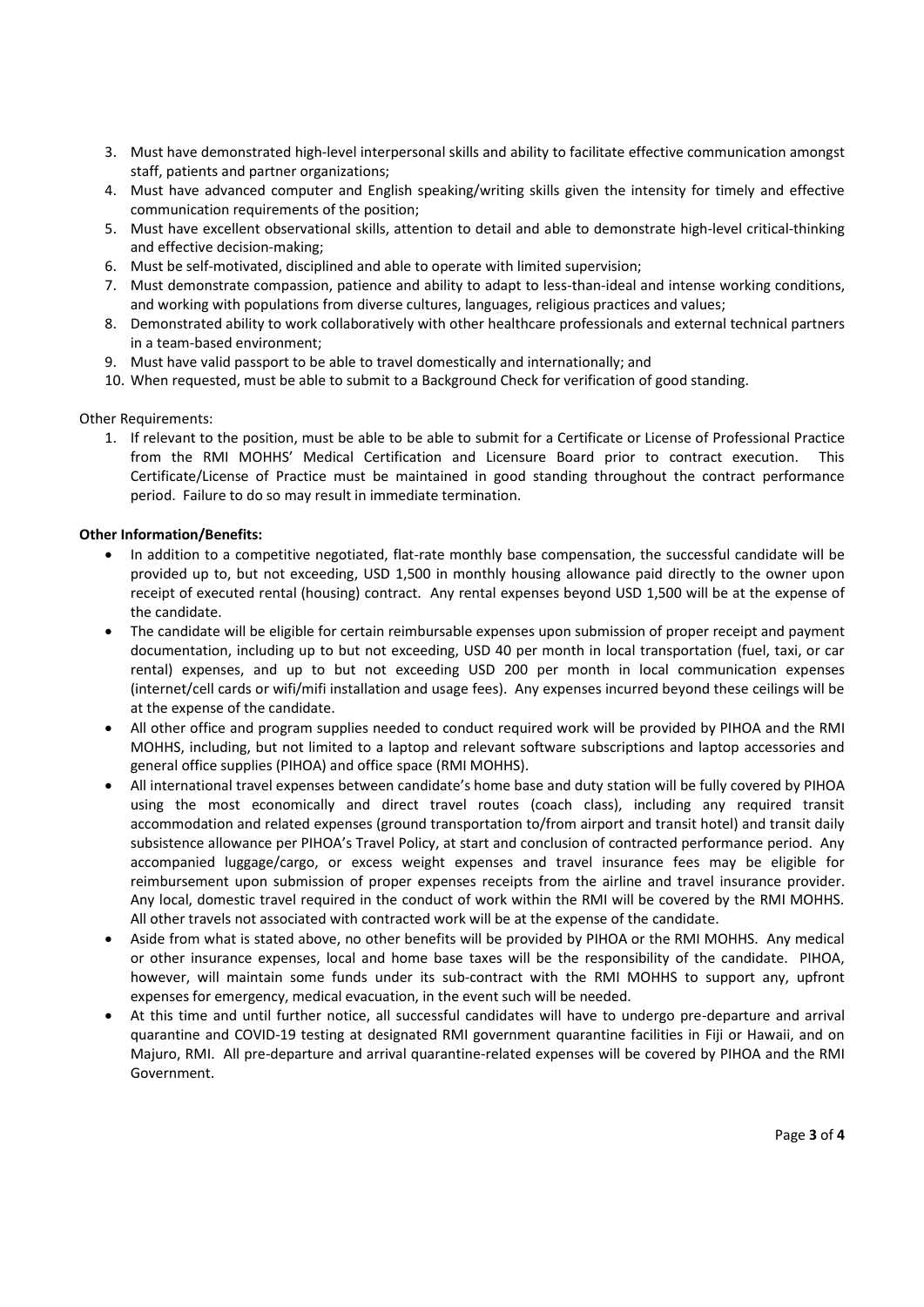3. Must have demonstrated high-level interpersonal skills and ability to facilitate effective communication amongst staff, patients and partner organizations;
4. Must have advanced computer and English speaking/writing skills given the intensity for timely and effective communication requirements of the position;
5. Must have excellent observational skills, attention to detail and able to demonstrate high-level critical-thinking and effective decision-making;
6. Must be self-motivated, disciplined and able to operate with limited supervision;
7. Must demonstrate compassion, patience and ability to adapt to less-than-ideal and intense working conditions, and working with populations from diverse cultures, languages, religious practices and values;
8. Demonstrated ability to work collaboratively with other healthcare professionals and external technical partners in a team-based environment;
9. Must have valid passport to be able to travel domestically and internationally; and
10. When requested, must be able to submit to a Background Check for verification of good standing.

Other Requirements:

1. If relevant to the position, must be able to be able to submit for a Certificate or License of Professional Practice from the RMI MOHHS' Medical Certification and Licensure Board prior to contract execution. This Certificate/License of Practice must be maintained in good standing throughout the contract performance period. Failure to do so may result in immediate termination.

**Other Information/Benefits:**

- In addition to a competitive negotiated, flat-rate monthly base compensation, the successful candidate will be provided up to, but not exceeding, USD 1,500 in monthly housing allowance paid directly to the owner upon receipt of executed rental (housing) contract. Any rental expenses beyond USD 1,500 will be at the expense of the candidate.
- The candidate will be eligible for certain reimbursable expenses upon submission of proper receipt and payment documentation, including up to but not exceeding, USD 40 per month in local transportation (fuel, taxi, or car rental) expenses, and up to but not exceeding USD 200 per month in local communication expenses (internet/cell cards or wifi/mifi installation and usage fees). Any expenses incurred beyond these ceilings will be at the expense of the candidate.
- All other office and program supplies needed to conduct required work will be provided by PIHOA and the RMI MOHHS, including, but not limited to a laptop and relevant software subscriptions and laptop accessories and general office supplies (PIHOA) and office space (RMI MOHHS).
- All international travel expenses between candidate's home base and duty station will be fully covered by PIHOA using the most economically and direct travel routes (coach class), including any required transit accommodation and related expenses (ground transportation to/from airport and transit hotel) and transit daily subsistence allowance per PIHOA's Travel Policy, at start and conclusion of contracted performance period. Any accompanied luggage/cargo, or excess weight expenses and travel insurance fees may be eligible for reimbursement upon submission of proper expenses receipts from the airline and travel insurance provider. Any local, domestic travel required in the conduct of work within the RMI will be covered by the RMI MOHHS. All other travels not associated with contracted work will be at the expense of the candidate.
- Aside from what is stated above, no other benefits will be provided by PIHOA or the RMI MOHHS. Any medical or other insurance expenses, local and home base taxes will be the responsibility of the candidate. PIHOA, however, will maintain some funds under its sub-contract with the RMI MOHHS to support any, upfront expenses for emergency, medical evacuation, in the event such will be needed.
- At this time and until further notice, all successful candidates will have to undergo pre-departure and arrival quarantine and COVID-19 testing at designated RMI government quarantine facilities in Fiji or Hawaii, and on Majuro, RMI. All pre-departure and arrival quarantine-related expenses will be covered by PIHOA and the RMI Government.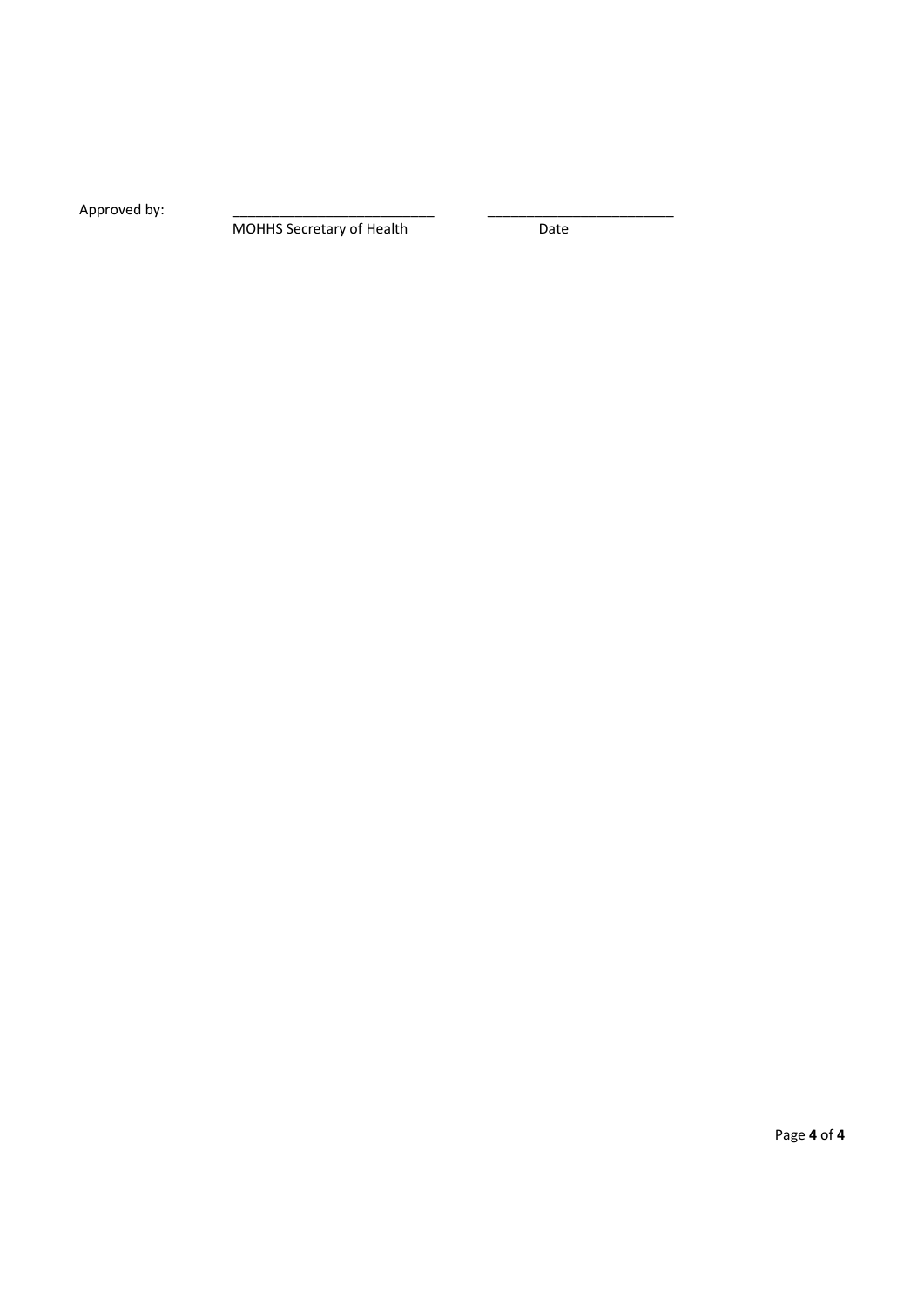Approved by: \_\_\_\_\_\_\_\_\_\_\_\_\_\_\_\_\_\_\_\_\_\_\_\_\_\_ \_\_\_\_\_\_\_\_\_\_\_\_\_\_\_\_\_\_\_\_\_\_\_\_\_

MOHHS Secretary of Health Date